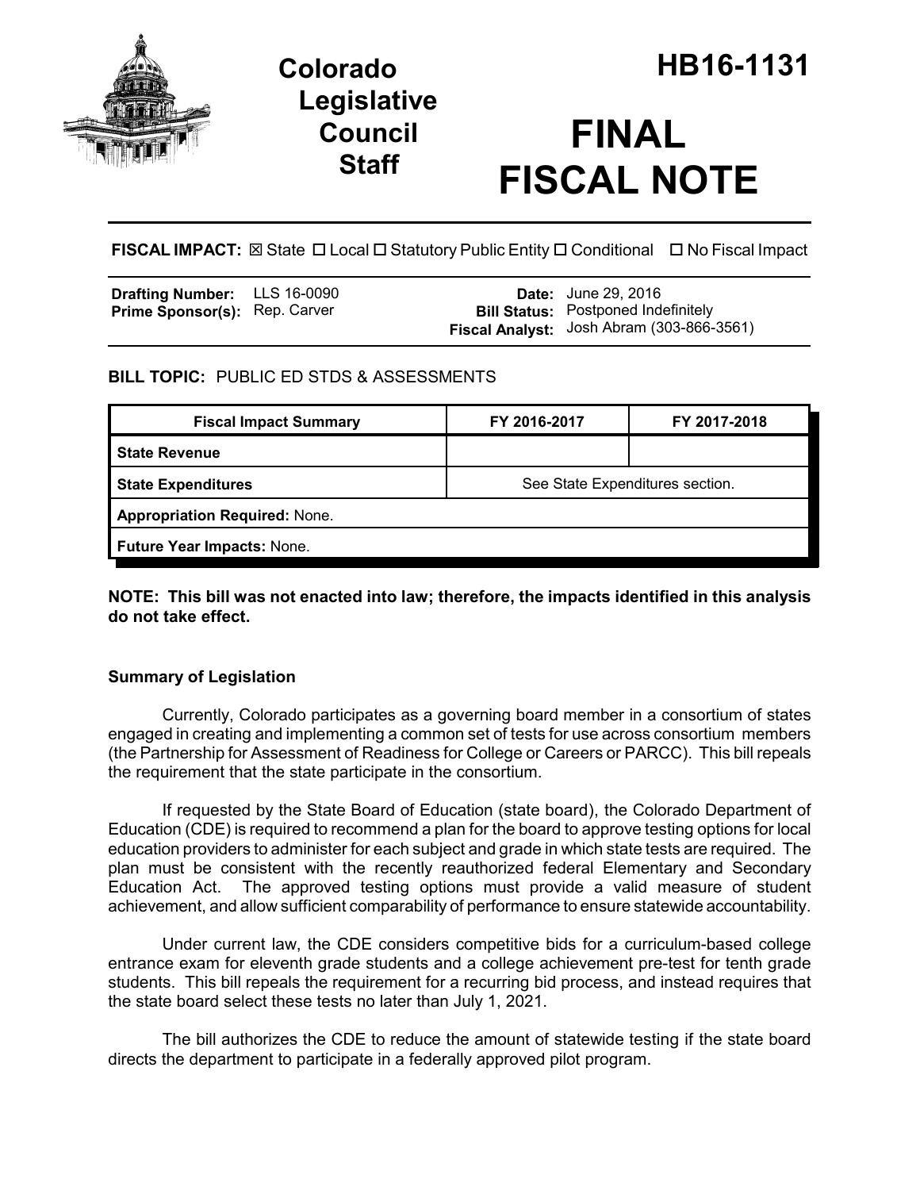# Colorado Legislative Council Staff

# HB16-1131

# FINAL FISCAL NOTE

**FISCAL IMPACT:** ☒ State ☐ Local ☐ Statutory Public Entity ☐ Conditional ☐ No Fiscal Impact

| | | | |
|---|---|---|---|
| **Drafting Number:** | LLS 16-0090 | **Date:** | June 29, 2016 |
| **Prime Sponsor(s):** | Rep. Carver | **Bill Status:** | Postponed Indefinitely |
| | | **Fiscal Analyst:** | Josh Abram (303-866-3561) |

**BILL TOPIC:** PUBLIC ED STDS & ASSESSMENTS

| Fiscal Impact Summary | FY 2016-2017 | FY 2017-2018 |
|---|---|---|
| **State Revenue** | | |
| **State Expenditures** | See State Expenditures section. | |
| **Appropriation Required:** None. | | |
| **Future Year Impacts:** None. | | |

**NOTE: This bill was not enacted into law; therefore, the impacts identified in this analysis do not take effect.**

### Summary of Legislation

Currently, Colorado participates as a governing board member in a consortium of states engaged in creating and implementing a common set of tests for use across consortium members (the Partnership for Assessment of Readiness for College or Careers or PARCC). This bill repeals the requirement that the state participate in the consortium.

If requested by the State Board of Education (state board), the Colorado Department of Education (CDE) is required to recommend a plan for the board to approve testing options for local education providers to administer for each subject and grade in which state tests are required. The plan must be consistent with the recently reauthorized federal Elementary and Secondary Education Act. The approved testing options must provide a valid measure of student achievement, and allow sufficient comparability of performance to ensure statewide accountability.

Under current law, the CDE considers competitive bids for a curriculum-based college entrance exam for eleventh grade students and a college achievement pre-test for tenth grade students. This bill repeals the requirement for a recurring bid process, and instead requires that the state board select these tests no later than July 1, 2021.

The bill authorizes the CDE to reduce the amount of statewide testing if the state board directs the department to participate in a federally approved pilot program.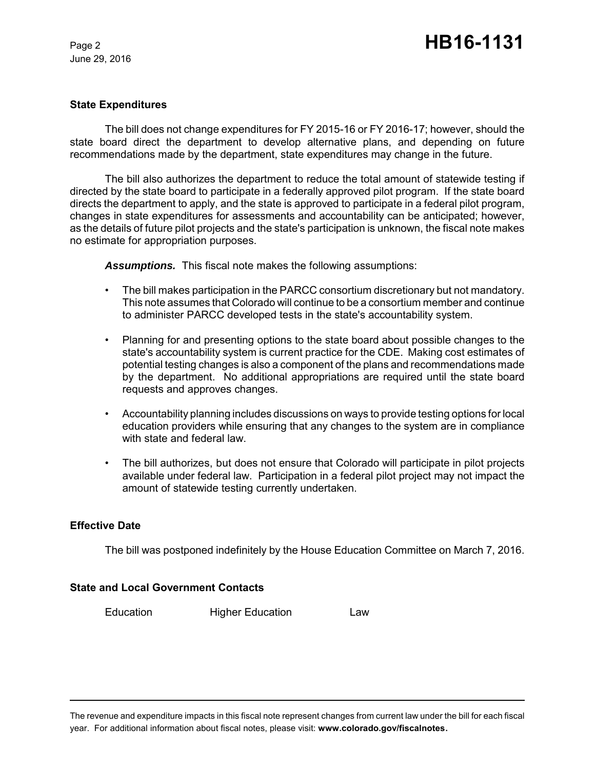## State Expenditures

The bill does not change expenditures for FY 2015-16 or FY 2016-17; however, should the state board direct the department to develop alternative plans, and depending on future recommendations made by the department, state expenditures may change in the future.

The bill also authorizes the department to reduce the total amount of statewide testing if directed by the state board to participate in a federally approved pilot program. If the state board directs the department to apply, and the state is approved to participate in a federal pilot program, changes in state expenditures for assessments and accountability can be anticipated; however, as the details of future pilot projects and the state's participation is unknown, the fiscal note makes no estimate for appropriation purposes.

***Assumptions.*** This fiscal note makes the following assumptions:

- The bill makes participation in the PARCC consortium discretionary but not mandatory. This note assumes that Colorado will continue to be a consortium member and continue to administer PARCC developed tests in the state's accountability system.
- Planning for and presenting options to the state board about possible changes to the state's accountability system is current practice for the CDE. Making cost estimates of potential testing changes is also a component of the plans and recommendations made by the department. No additional appropriations are required until the state board requests and approves changes.
- Accountability planning includes discussions on ways to provide testing options for local education providers while ensuring that any changes to the system are in compliance with state and federal law.
- The bill authorizes, but does not ensure that Colorado will participate in pilot projects available under federal law. Participation in a federal pilot project may not impact the amount of statewide testing currently undertaken.

## Effective Date

The bill was postponed indefinitely by the House Education Committee on March 7, 2016.

## State and Local Government Contacts

Education Higher Education Law

The revenue and expenditure impacts in this fiscal note represent changes from current law under the bill for each fiscal year. For additional information about fiscal notes, please visit: **www.colorado.gov/fiscalnotes.**